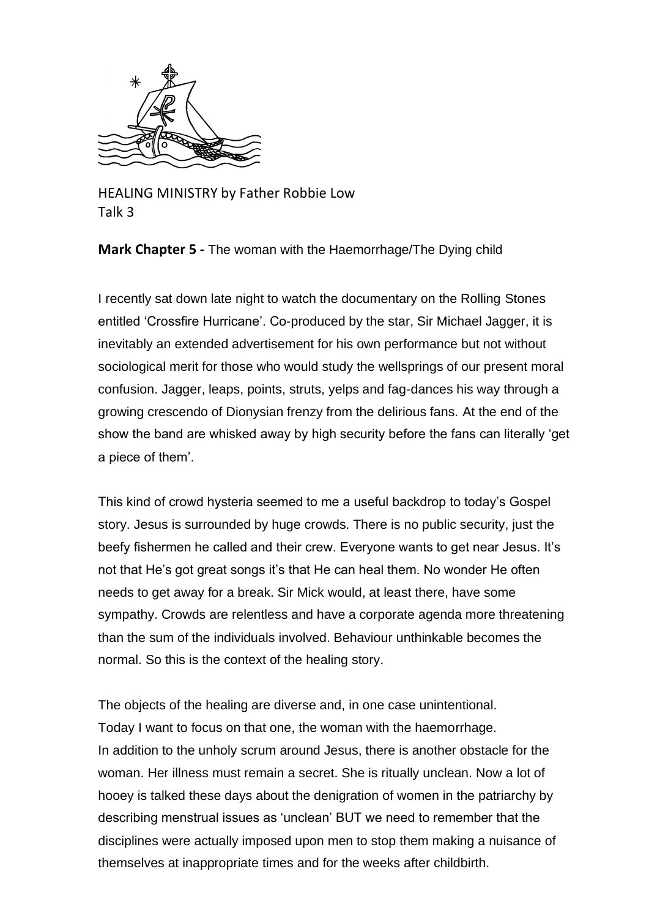HEALING MINISTRY by Father Robbie Low
Talk 3

**Mark Chapter 5 -** The woman with the Haemorrhage/The Dying child

I recently sat down late night to watch the documentary on the Rolling Stones entitled 'Crossfire Hurricane'. Co-produced by the star, Sir Michael Jagger, it is inevitably an extended advertisement for his own performance but not without sociological merit for those who would study the wellsprings of our present moral confusion. Jagger, leaps, points, struts, yelps and fag-dances his way through a growing crescendo of Dionysian frenzy from the delirious fans. At the end of the show the band are whisked away by high security before the fans can literally 'get a piece of them'.

This kind of crowd hysteria seemed to me a useful backdrop to today's Gospel story. Jesus is surrounded by huge crowds. There is no public security, just the beefy fishermen he called and their crew. Everyone wants to get near Jesus. It's not that He's got great songs it's that He can heal them. No wonder He often needs to get away for a break. Sir Mick would, at least there, have some sympathy. Crowds are relentless and have a corporate agenda more threatening than the sum of the individuals involved. Behaviour unthinkable becomes the normal. So this is the context of the healing story.

The objects of the healing are diverse and, in one case unintentional.
Today I want to focus on that one, the woman with the haemorrhage.
In addition to the unholy scrum around Jesus, there is another obstacle for the woman. Her illness must remain a secret. She is ritually unclean. Now a lot of hooey is talked these days about the denigration of women in the patriarchy by describing menstrual issues as 'unclean' BUT we need to remember that the disciplines were actually imposed upon men to stop them making a nuisance of themselves at inappropriate times and for the weeks after childbirth.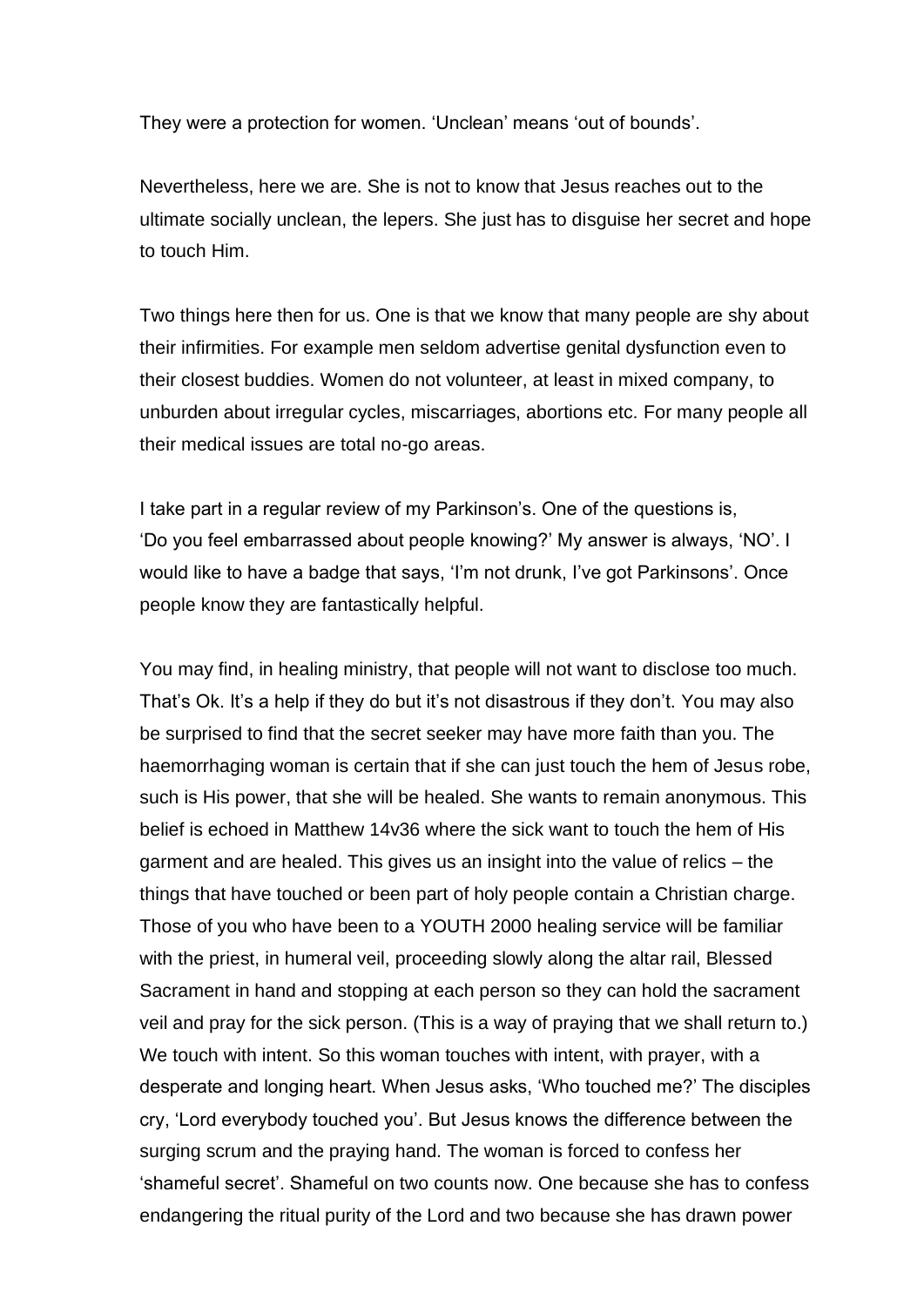They were a protection for women. 'Unclean' means 'out of bounds'.

Nevertheless, here we are. She is not to know that Jesus reaches out to the ultimate socially unclean, the lepers. She just has to disguise her secret and hope to touch Him.

Two things here then for us. One is that we know that many people are shy about their infirmities. For example men seldom advertise genital dysfunction even to their closest buddies. Women do not volunteer, at least in mixed company, to unburden about irregular cycles, miscarriages, abortions etc. For many people all their medical issues are total no-go areas.

I take part in a regular review of my Parkinson's. One of the questions is, 'Do you feel embarrassed about people knowing?' My answer is always, 'NO'. I would like to have a badge that says, 'I'm not drunk, I've got Parkinsons'. Once people know they are fantastically helpful.

You may find, in healing ministry, that people will not want to disclose too much. That's Ok. It's a help if they do but it's not disastrous if they don't. You may also be surprised to find that the secret seeker may have more faith than you. The haemorrhaging woman is certain that if she can just touch the hem of Jesus robe, such is His power, that she will be healed. She wants to remain anonymous. This belief is echoed in Matthew 14v36 where the sick want to touch the hem of His garment and are healed. This gives us an insight into the value of relics – the things that have touched or been part of holy people contain a Christian charge. Those of you who have been to a YOUTH 2000 healing service will be familiar with the priest, in humeral veil, proceeding slowly along the altar rail, Blessed Sacrament in hand and stopping at each person so they can hold the sacrament veil and pray for the sick person. (This is a way of praying that we shall return to.) We touch with intent. So this woman touches with intent, with prayer, with a desperate and longing heart. When Jesus asks, 'Who touched me?' The disciples cry, 'Lord everybody touched you'. But Jesus knows the difference between the surging scrum and the praying hand. The woman is forced to confess her 'shameful secret'. Shameful on two counts now. One because she has to confess endangering the ritual purity of the Lord and two because she has drawn power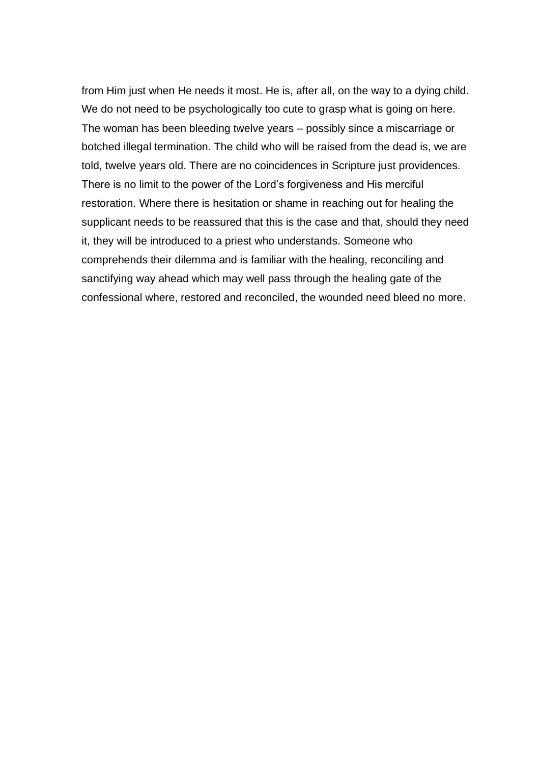from Him just when He needs it most. He is, after all, on the way to a dying child. We do not need to be psychologically too cute to grasp what is going on here. The woman has been bleeding twelve years – possibly since a miscarriage or botched illegal termination. The child who will be raised from the dead is, we are told, twelve years old. There are no coincidences in Scripture just providences. There is no limit to the power of the Lord's forgiveness and His merciful restoration. Where there is hesitation or shame in reaching out for healing the supplicant needs to be reassured that this is the case and that, should they need it, they will be introduced to a priest who understands. Someone who comprehends their dilemma and is familiar with the healing, reconciling and sanctifying way ahead which may well pass through the healing gate of the confessional where, restored and reconciled, the wounded need bleed no more.